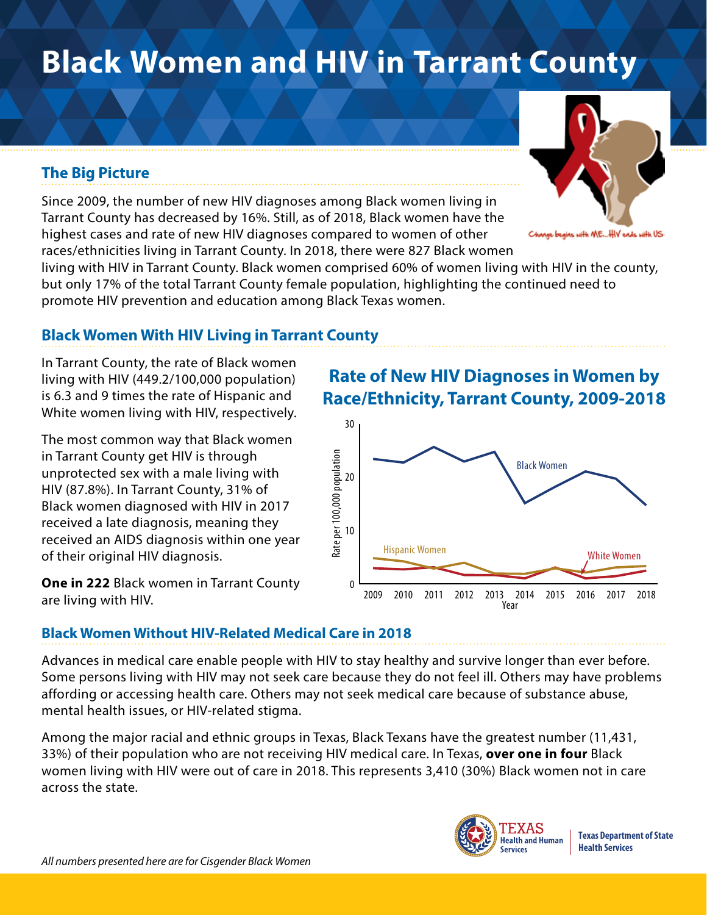# Black Women and HIV in Tarrant County

Change begins with ME...HIV ends with US

## The Big Picture

Since 2009, the number of new HIV diagnoses among Black women living in Tarrant County has decreased by 16%. Still, as of 2018, Black women have the highest cases and rate of new HIV diagnoses compared to women of other races/ethnicities living in Tarrant County. In 2018, there were 827 Black women living with HIV in Tarrant County. Black women comprised 60% of women living with HIV in the county, but only 17% of the total Tarrant County female population, highlighting the continued need to promote HIV prevention and education among Black Texas women.

## Black Women With HIV Living in Tarrant County

In Tarrant County, the rate of Black women living with HIV (449.2/100,000 population) is 6.3 and 9 times the rate of Hispanic and White women living with HIV, respectively.

The most common way that Black women in Tarrant County get HIV is through unprotected sex with a male living with HIV (87.8%). In Tarrant County, 31% of Black women diagnosed with HIV in 2017 received a late diagnosis, meaning they received an AIDS diagnosis within one year of their original HIV diagnosis.

**One in 222** Black women in Tarrant County are living with HIV.

### Rate of New HIV Diagnoses in Women by Race/Ethnicity, Tarrant County, 2009-2018

Rate per 100,000 population (0–30); Year (2009–2018); series: Black Women, Hispanic Women, White Women

## Black Women Without HIV-Related Medical Care in 2018

Advances in medical care enable people with HIV to stay healthy and survive longer than ever before. Some persons living with HIV may not seek care because they do not feel ill. Others may have problems affording or accessing health care. Others may not seek medical care because of substance abuse, mental health issues, or HIV-related stigma.

Among the major racial and ethnic groups in Texas, Black Texans have the greatest number (11,431, 33%) of their population who are not receiving HIV medical care. In Texas, **over one in four** Black women living with HIV were out of care in 2018. This represents 3,410 (30%) Black women not in care across the state.

TEXAS Health and Human Services | Texas Department of State Health Services

*All numbers presented here are for Cisgender Black Women*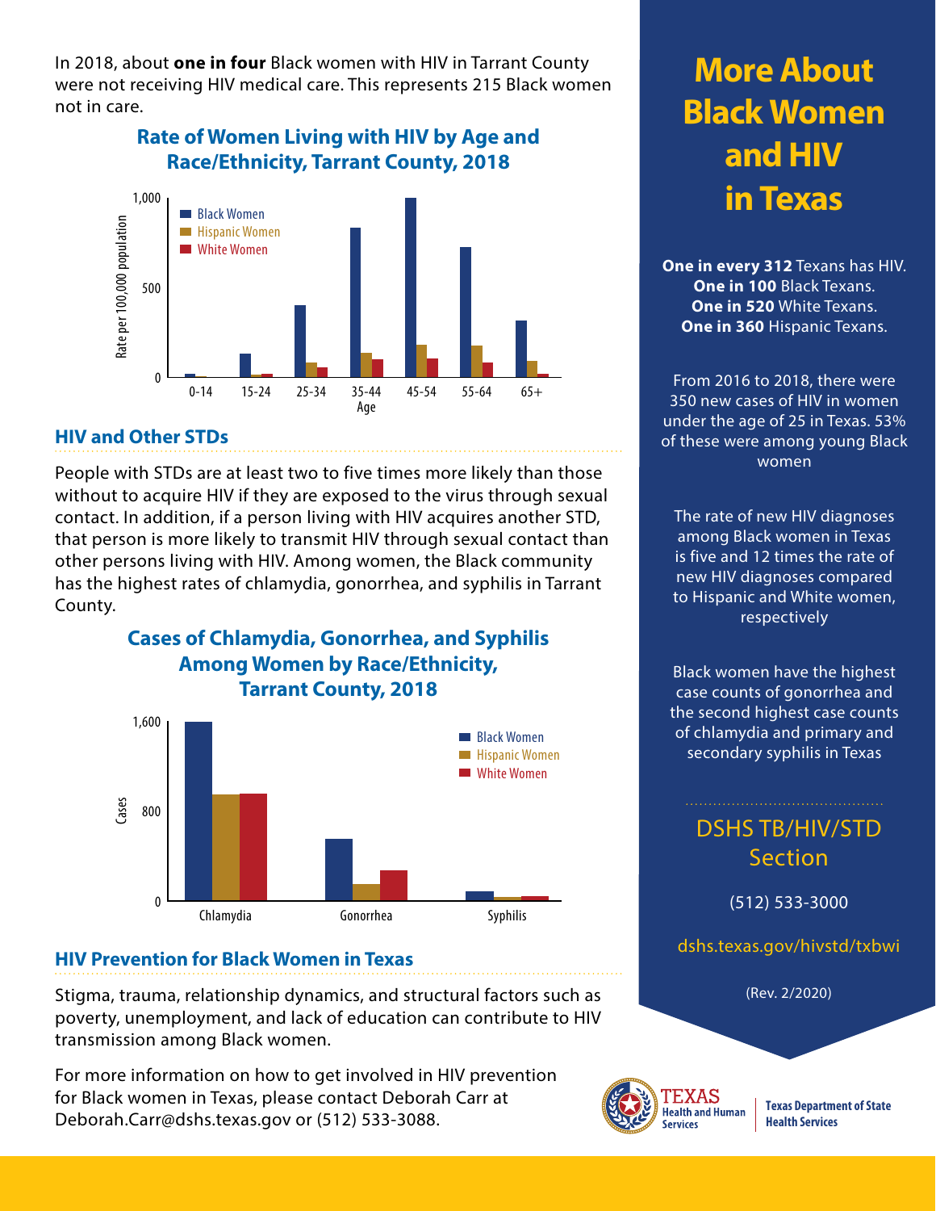In 2018, about **one in four** Black women with HIV in Tarrant County were not receiving HIV medical care. This represents 215 Black women not in care.

### Rate of Women Living with HIV by Age and Race/Ethnicity, Tarrant County, 2018

Rate per 100,000 population

1,000

500

0

Black Women
Hispanic Women
White Women

0-14
15-24
25-34
35-44
45-54
55-64
65+

Age

## HIV and Other STDs

People with STDs are at least two to five times more likely than those without to acquire HIV if they are exposed to the virus through sexual contact. In addition, if a person living with HIV acquires another STD, that person is more likely to transmit HIV through sexual contact than other persons living with HIV. Among women, the Black community has the highest rates of chlamydia, gonorrhea, and syphilis in Tarrant County.

### Cases of Chlamydia, Gonorrhea, and Syphilis Among Women by Race/Ethnicity, Tarrant County, 2018

Cases

1,600

800

0

Black Women
Hispanic Women
White Women

Chlamydia
Gonorrhea
Syphilis

## HIV Prevention for Black Women in Texas

Stigma, trauma, relationship dynamics, and structural factors such as poverty, unemployment, and lack of education can contribute to HIV transmission among Black women.

For more information on how to get involved in HIV prevention for Black women in Texas, please contact Deborah Carr at Deborah.Carr@dshs.texas.gov or (512) 533-3088.

# More About Black Women and HIV in Texas

**One in every 312** Texans has HIV.
**One in 100** Black Texans.
**One in 520** White Texans.
**One in 360** Hispanic Texans.

From 2016 to 2018, there were 350 new cases of HIV in women under the age of 25 in Texas. 53% of these were among young Black women

The rate of new HIV diagnoses among Black women in Texas is five and 12 times the rate of new HIV diagnoses compared to Hispanic and White women, respectively

Black women have the highest case counts of gonorrhea and the second highest case counts of chlamydia and primary and secondary syphilis in Texas

DSHS TB/HIV/STD Section

(512) 533-3000

dshs.texas.gov/hivstd/txbwi

(Rev. 2/2020)

TEXAS Health and Human Services | Texas Department of State Health Services